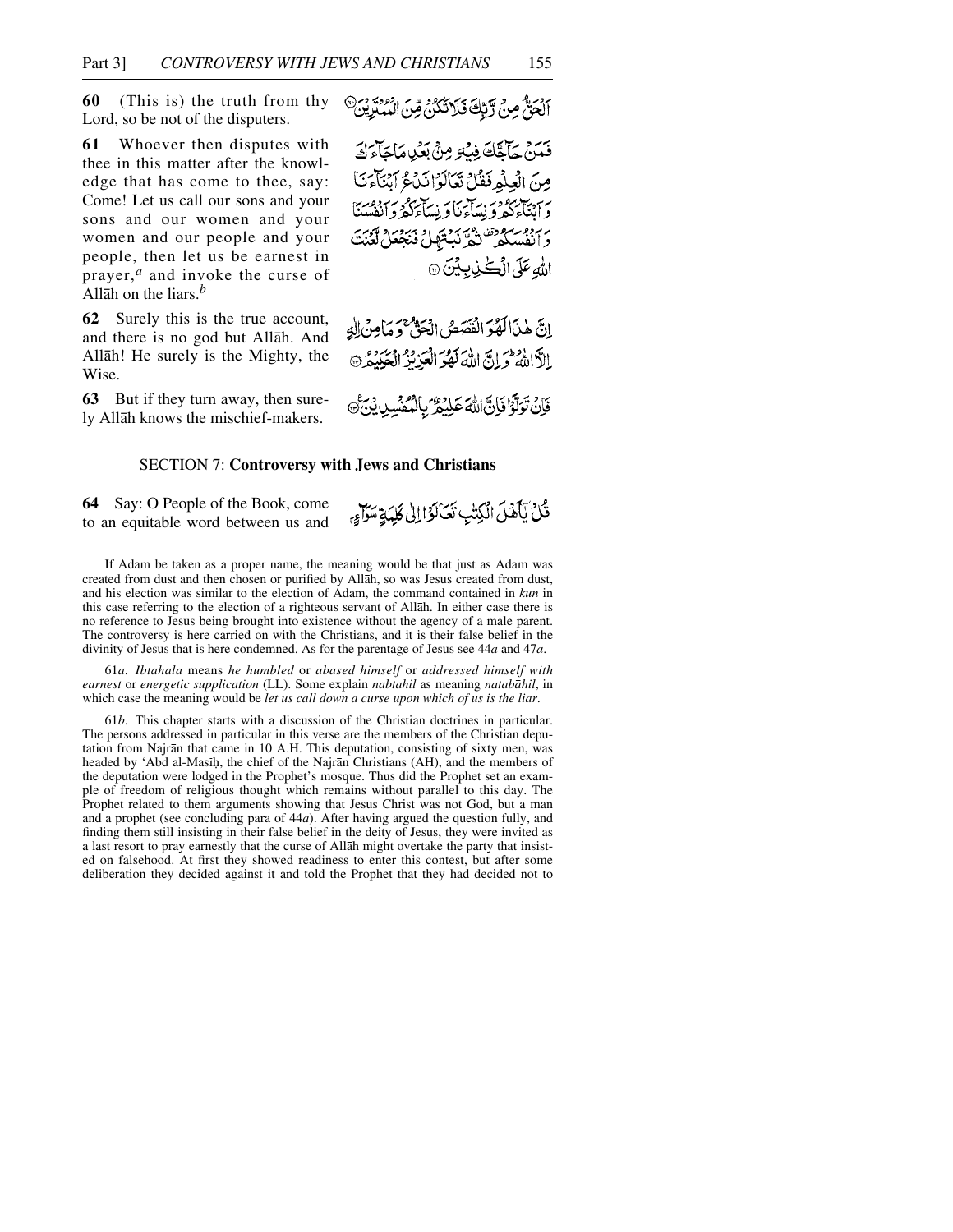**60** (This is) the truth from thy Lord, so be not of the disputers.

ٱلْحَقُّ مِن رَّبِّكَ فَلَا تَكُن مِّنَ ٱلْمُمْتَرِينَ ﴿٦٠﴾

**61** Whoever then disputes with thee in this matter after the knowledge that has come to thee, say: Come! Let us call our sons and your sons and our women and your women and our people and your people, then let us be earnest in prayer,[a] and invoke the curse of Allāh on the liars.[b]

فَمَنْ حَآجَّكَ فِيهِ مِنۢ بَعْدِ مَا جَآءَكَ مِنَ ٱلْعِلْمِ فَقُلْ تَعَالَوْا۟ نَدْعُ أَبْنَآءَنَا وَأَبْنَآءَكُمْ وَنِسَآءَنَا وَنِسَآءَكُمْ وَأَنفُسَنَا وَأَنفُسَكُمْ ثُمَّ نَبْتَهِلْ فَنَجْعَل لَّعْنَتَ ٱللَّهِ عَلَى ٱلْكَٰذِبِينَ ﴿٦١﴾

**62** Surely this is the true account, and there is no god but Allāh. And Allāh! He surely is the Mighty, the Wise.

إِنَّ هَٰذَا لَهُوَ ٱلْقَصَصُ ٱلْحَقُّ ۚ وَمَا مِنْ إِلَٰهٍ إِلَّا ٱللَّهُ ۚ وَإِنَّ ٱللَّهَ لَهُوَ ٱلْعَزِيزُ ٱلْحَكِيمُ ﴿٦٢﴾

**63** But if they turn away, then surely Allāh knows the mischief-makers.

فَإِن تَوَلَّوْا۟ فَإِنَّ ٱللَّهَ عَلِيمٌۢ بِٱلْمُفْسِدِينَ ﴿٦٣﴾

## SECTION 7: **Controversy with Jews and Christians**

**64** Say: O People of the Book, come to an equitable word between us and

قُلْ يَٰٓأَهْلَ ٱلْكِتَٰبِ تَعَالَوْا۟ إِلَىٰ كَلِمَةٍ سَوَآءٍ

---

If Adam be taken as a proper name, the meaning would be that just as Adam was created from dust and then chosen or purified by Allāh, so was Jesus created from dust, and his election was similar to the election of Adam, the command contained in *kun* in this case referring to the election of a righteous servant of Allāh. In either case there is no reference to Jesus being brought into existence without the agency of a male parent. The controversy is here carried on with the Christians, and it is their false belief in the divinity of Jesus that is here condemned. As for the parentage of Jesus see 44*a* and 47*a*.

61*a*. *Ibtahala* means *he humbled* or *abased himself* or *addressed himself with earnest* or *energetic supplication* (LL). Some explain *nabtahil* as meaning *natabāhil*, in which case the meaning would be *let us call down a curse upon which of us is the liar*.

61*b*. This chapter starts with a discussion of the Christian doctrines in particular. The persons addressed in particular in this verse are the members of the Christian deputation from Najrān that came in 10 A.H. This deputation, consisting of sixty men, was headed by 'Abd al-Masīḥ, the chief of the Najrān Christians (AH), and the members of the deputation were lodged in the Prophet's mosque. Thus did the Prophet set an example of freedom of religious thought which remains without parallel to this day. The Prophet related to them arguments showing that Jesus Christ was not God, but a man and a prophet (see concluding para of 44*a*). After having argued the question fully, and finding them still insisting in their false belief in the deity of Jesus, they were invited as a last resort to pray earnestly that the curse of Allāh might overtake the party that insisted on falsehood. At first they showed readiness to enter this contest, but after some deliberation they decided against it and told the Prophet that they had decided not to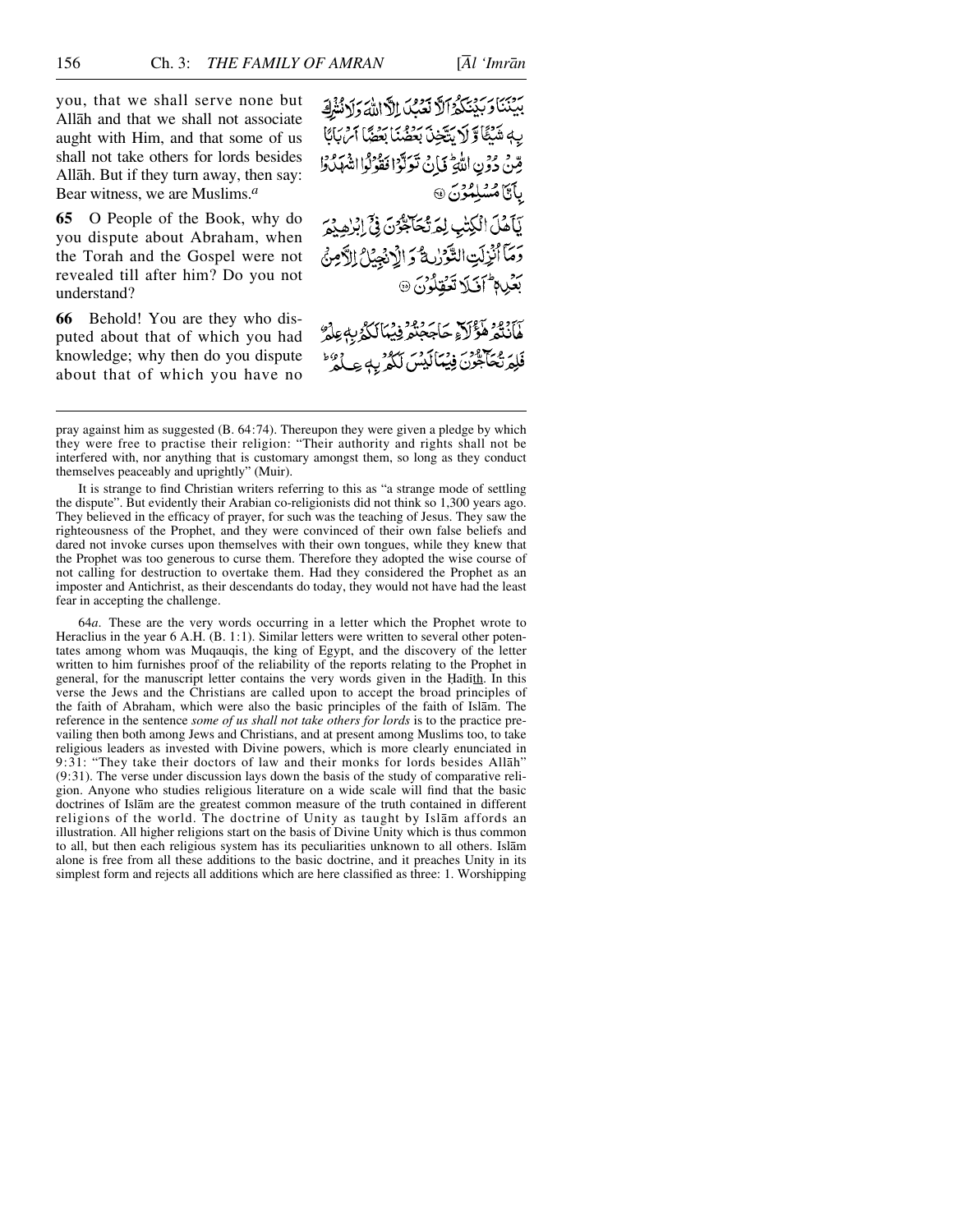you, that we shall serve none but Allāh and that we shall not associate aught with Him, and that some of us shall not take others for lords besides Allāh. But if they turn away, then say: Bear witness, we are Muslims.[a]

بَيْنَنَا وَبَيْنَكُمْ أَلَّا نَعْبُدَ إِلَّا اللَّهَ وَلَا نُشْرِكَ بِهِ شَيْئًا وَلَا يَتَّخِذَ بَعْضُنَا بَعْضًا أَرْبَابًا مِّن دُونِ اللَّهِ ۚ فَإِن تَوَلَّوْا فَقُولُوا اشْهَدُوا بِأَنَّا مُسْلِمُونَ ﴿٦٤﴾

**65** O People of the Book, why do you dispute about Abraham, when the Torah and the Gospel were not revealed till after him? Do you not understand?

يَا أَهْلَ الْكِتَابِ لِمَ تُحَاجُّونَ فِي إِبْرَاهِيمَ وَمَا أُنزِلَتِ التَّوْرَاةُ وَالْإِنجِيلُ إِلَّا مِن بَعْدِهِ ۚ أَفَلَا تَعْقِلُونَ ﴿٦٥﴾

**66** Behold! You are they who disputed about that of which you had knowledge; why then do you dispute about that of which you have no

هَا أَنتُمْ هَٰؤُلَاءِ حَاجَجْتُمْ فِيمَا لَكُم بِهِ عِلْمٌ فَلِمَ تُحَاجُّونَ فِيمَا لَيْسَ لَكُم بِهِ عِلْمٌ ۚ

---

pray against him as suggested (B. 64:74). Thereupon they were given a pledge by which they were free to practise their religion: "Their authority and rights shall not be interfered with, nor anything that is customary amongst them, so long as they conduct themselves peaceably and uprightly" (Muir).

It is strange to find Christian writers referring to this as "a strange mode of settling the dispute". But evidently their Arabian co-religionists did not think so 1,300 years ago. They believed in the efficacy of prayer, for such was the teaching of Jesus. They saw the righteousness of the Prophet, and they were convinced of their own false beliefs and dared not invoke curses upon themselves with their own tongues, while they knew that the Prophet was too generous to curse them. Therefore they adopted the wise course of not calling for destruction to overtake them. Had they considered the Prophet as an imposter and Antichrist, as their descendants do today, they would not have had the least fear in accepting the challenge.

64*a*. These are the very words occurring in a letter which the Prophet wrote to Heraclius in the year 6 A.H. (B. 1:1). Similar letters were written to several other potentates among whom was Muqauqis, the king of Egypt, and the discovery of the letter written to him furnishes proof of the reliability of the reports relating to the Prophet in general, for the manuscript letter contains the very words given in the Ḥadīth. In this verse the Jews and the Christians are called upon to accept the broad principles of the faith of Abraham, which were also the basic principles of the faith of Islām. The reference in the sentence *some of us shall not take others for lords* is to the practice prevailing then both among Jews and Christians, and at present among Muslims too, to take religious leaders as invested with Divine powers, which is more clearly enunciated in 9:31: "They take their doctors of law and their monks for lords besides Allāh" (9:31). The verse under discussion lays down the basis of the study of comparative religion. Anyone who studies religious literature on a wide scale will find that the basic doctrines of Islām are the greatest common measure of the truth contained in different religions of the world. The doctrine of Unity as taught by Islām affords an illustration. All higher religions start on the basis of Divine Unity which is thus common to all, but then each religious system has its peculiarities unknown to all others. Islām alone is free from all these additions to the basic doctrine, and it preaches Unity in its simplest form and rejects all additions which are here classified as three: 1. Worshipping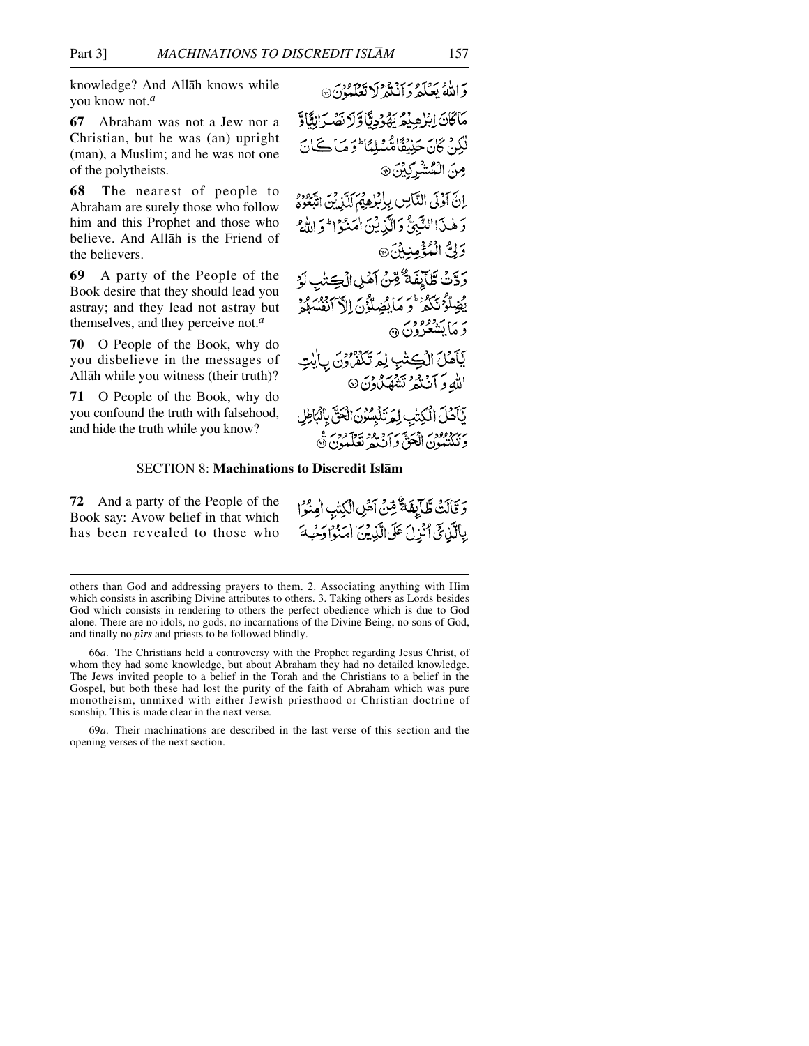knowledge? And Allāh knows while you know not.[a]

وَاللّٰهُ يَعۡلَمُ وَاَنۡتُمۡ لَا تَعۡلَمُوۡنَ ﴿۶۶﴾

**67** Abraham was not a Jew nor a Christian, but he was (an) upright (man), a Muslim; and he was not one of the polytheists.

مَا كَانَ اِبۡرٰهِيۡمُ يَهُوۡدِيًّا وَّلَا نَصۡرَانِيًّا وَّلٰكِنۡ كَانَ حَنِيۡفًا مُّسۡلِمًا ؕ وَمَا كَانَ مِنَ الۡمُشۡرِكِيۡنَ ﴿۶۷﴾

**68** The nearest of people to Abraham are surely those who follow him and this Prophet and those who believe. And Allāh is the Friend of the believers.

اِنَّ اَوۡلَى النَّاسِ بِاِبۡرٰهِيۡمَ لَلَّذِيۡنَ اتَّبَعُوۡهُ وَهٰذَا النَّبِىُّ وَالَّذِيۡنَ اٰمَنُوۡا ؕ وَاللّٰهُ وَلِىُّ الۡمُؤۡمِنِيۡنَ ﴿۶۸﴾

**69** A party of the People of the Book desire that they should lead you astray; and they lead not astray but themselves, and they perceive not.[a]

وَدَّتۡ طَّآئِفَةٌ مِّنۡ اَهۡلِ الۡكِتٰبِ لَوۡ يُضِلُّوۡنَكُمۡ ؕ وَمَا يُضِلُّوۡنَ اِلَّاۤ اَنۡفُسَهُمۡ وَمَا يَشۡعُرُوۡنَ ﴿۶۹﴾

**70** O People of the Book, why do you disbelieve in the messages of Allāh while you witness (their truth)?

يٰۤاَهۡلَ الۡكِتٰبِ لِمَ تَكۡفُرُوۡنَ بِاٰيٰتِ اللّٰهِ وَاَنۡتُمۡ تَشۡهَدُوۡنَ ﴿۷۰﴾

**71** O People of the Book, why do you confound the truth with falsehood, and hide the truth while you know?

يٰۤاَهۡلَ الۡكِتٰبِ لِمَ تَلۡبِسُوۡنَ الۡحَقَّ بِالۡبَاطِلِ وَتَكۡتُمُوۡنَ الۡحَقَّ وَاَنۡتُمۡ تَعۡلَمُوۡنَ ﴿۷۱﴾

## SECTION 8: Machinations to Discredit Islām

**72** And a party of the People of the Book say: Avow belief in that which has been revealed to those who

وَقَالَتۡ طَّآئِفَةٌ مِّنۡ اَهۡلِ الۡكِتٰبِ اٰمِنُوۡا بِالَّذِىۡۤ اُنۡزِلَ عَلَى الَّذِيۡنَ اٰمَنُوۡا وَجۡهَ

---

others than God and addressing prayers to them. 2. Associating anything with Him which consists in ascribing Divine attributes to others. 3. Taking others as Lords besides God which consists in rendering to others the perfect obedience which is due to God alone. There are no idols, no gods, no incarnations of the Divine Being, no sons of God, and finally no *pīrs* and priests to be followed blindly.

66*a*. The Christians held a controversy with the Prophet regarding Jesus Christ, of whom they had some knowledge, but about Abraham they had no detailed knowledge. The Jews invited people to a belief in the Torah and the Christians to a belief in the Gospel, but both these had lost the purity of the faith of Abraham which was pure monotheism, unmixed with either Jewish priesthood or Christian doctrine of sonship. This is made clear in the next verse.

69*a*. Their machinations are described in the last verse of this section and the opening verses of the next section.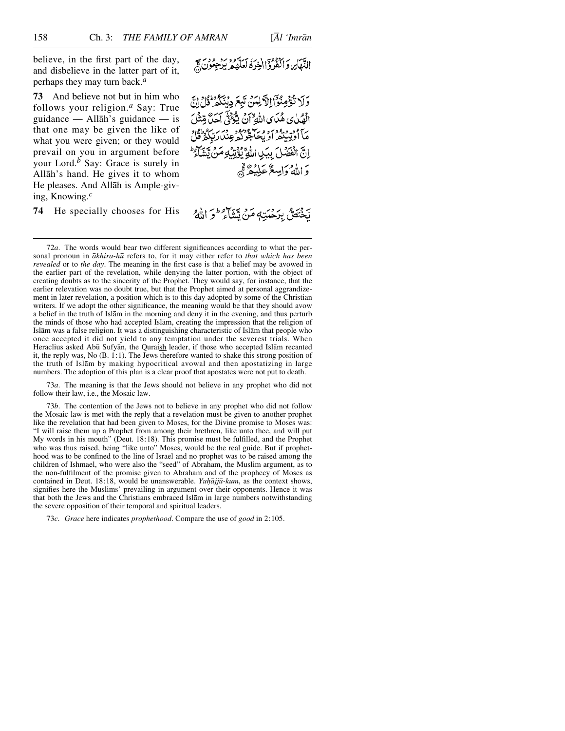believe, in the first part of the day, and disbelieve in the latter part of it, perhaps they may turn back.[a]

النَّهَارِ وَاكْفُرُوْٓا اٰخِرَهٗ لَعَلَّهُمْ يَرْجِعُوْنَ ۚ

**73** And believe not but in him who follows your religion.[a] Say: True guidance — Allāh's guidance — is that one may be given the like of what you were given; or they would prevail on you in argument before your Lord.[b] Say: Grace is surely in Allāh's hand. He gives it to whom He pleases. And Allāh is Ample-giving, Knowing.[c]

وَلَا تُؤْمِنُوْٓا اِلَّا لِمَنْ تَبِعَ دِيْنَكُمْ ؕ قُلْ اِنَّ الْهُدٰى هُدَى اللّٰهِ ۙ اَنْ يُّؤْتٰٓى اَحَدٌ مِّثْلَ مَآ اُوْتِيْتُمْ اَوْ يُحَآجُّوْكُمْ عِنْدَ رَبِّكُمْ ؕ قُلْ اِنَّ الْفَضْلَ بِيَدِ اللّٰهِ ۚ يُؤْتِيْهِ مَنْ يَّشَآءُ ؕ وَاللّٰهُ وَاسِعٌ عَلِيْمٌ ۚ

**74** He specially chooses for His

يَّخْتَصُّ بِرَحْمَتِهٖ مَنْ يَّشَآءُ ؕ وَاللّٰهُ

---

72*a*. The words would bear two different significances according to what the personal pronoun in *ākhira-hū* refers to, for it may either refer to *that which has been revealed* or to *the day*. The meaning in the first case is that a belief may be avowed in the earlier part of the revelation, while denying the latter portion, with the object of creating doubts as to the sincerity of the Prophet. They would say, for instance, that the earlier relevation was no doubt true, but that the Prophet aimed at personal aggrandizement in later revelation, a position which is to this day adopted by some of the Christian writers. If we adopt the other significance, the meaning would be that they should avow a belief in the truth of Islām in the morning and deny it in the evening, and thus perturb the minds of those who had accepted Islām, creating the impression that the religion of Islām was a false religion. It was a distinguishing characteristic of Islām that people who once accepted it did not yield to any temptation under the severest trials. When Heraclius asked Abū Sufyān, the Quraish leader, if those who accepted Islām recanted it, the reply was, No (B. 1:1). The Jews therefore wanted to shake this strong position of the truth of Islām by making hypocritical avowal and then apostatizing in large numbers. The adoption of this plan is a clear proof that apostates were not put to death.

73*a*. The meaning is that the Jews should not believe in any prophet who did not follow their law, i.e., the Mosaic law.

73*b*. The contention of the Jews not to believe in any prophet who did not follow the Mosaic law is met with the reply that a revelation must be given to another prophet like the revelation that had been given to Moses, for the Divine promise to Moses was: "I will raise them up a Prophet from among their brethren, like unto thee, and will put My words in his mouth" (Deut. 18:18). This promise must be fulfilled, and the Prophet who was thus raised, being "like unto" Moses, would be the real guide. But if prophethood was to be confined to the line of Israel and no prophet was to be raised among the children of Ishmael, who were also the "seed" of Abraham, the Muslim argument, as to the non-fulfilment of the promise given to Abraham and of the prophecy of Moses as contained in Deut. 18:18, would be unanswerable. *Yuḥājjū-kum*, as the context shows, signifies here the Muslims' prevailing in argument over their opponents. Hence it was that both the Jews and the Christians embraced Islām in large numbers notwithstanding the severe opposition of their temporal and spiritual leaders.

73*c*. *Grace* here indicates *prophethood*. Compare the use of *good* in 2:105.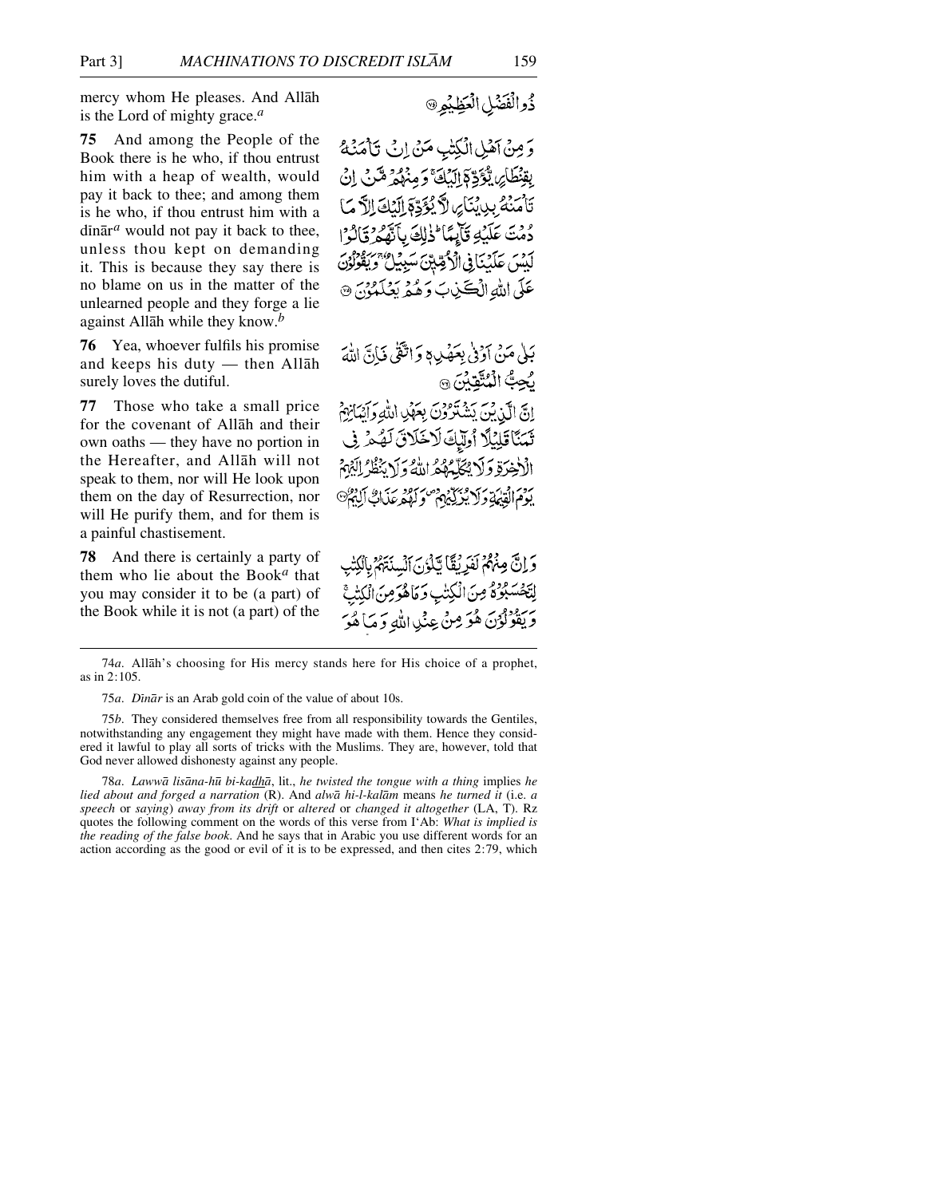mercy whom He pleases. And Allāh is the Lord of mighty grace.[a]

ذُو الْفَضْلِ الْعَظِيمِ ۝

**75** And among the People of the Book there is he who, if thou entrust him with a heap of wealth, would pay it back to thee; and among them is he who, if thou entrust him with a dīnār[a] would not pay it back to thee, unless thou kept on demanding it. This is because they say there is no blame on us in the matter of the unlearned people and they forge a lie against Allāh while they know.[b]

وَمِنْ أَهْلِ الْكِتٰبِ مَنْ إِنْ تَأْمَنْهُ بِقِنْطَارٍ يُؤَدِّهِۦٓ إِلَيْكَ ۚ وَمِنْهُمْ مَّنْ إِنْ تَأْمَنْهُ بِدِينَارٍ لَّا يُؤَدِّهِۦٓ إِلَيْكَ إِلَّا مَا دُمْتَ عَلَيْهِ قَآئِمًا ۗ ذٰلِكَ بِأَنَّهُمْ قَالُوا لَيْسَ عَلَيْنَا فِى الْأُمِّيِّـۧنَ سَبِيلٌ وَيَقُولُونَ عَلَى اللَّهِ الْكَذِبَ وَهُمْ يَعْلَمُونَ ۝

**76** Yea, whoever fulfils his promise and keeps his duty — then Allāh surely loves the dutiful.

بَلٰى مَنْ أَوْفٰى بِعَهْدِهِۦ وَاتَّقٰى فَإِنَّ اللَّهَ يُحِبُّ الْمُتَّقِينَ ۝

**77** Those who take a small price for the covenant of Allāh and their own oaths — they have no portion in the Hereafter, and Allāh will not speak to them, nor will He look upon them on the day of Resurrection, nor will He purify them, and for them is a painful chastisement.

إِنَّ الَّذِينَ يَشْتَرُونَ بِعَهْدِ اللَّهِ وَأَيْمٰنِهِمْ ثَمَنًا قَلِيلًا أُولٰٓئِكَ لَا خَلٰقَ لَهُمْ فِى الْأٰخِرَةِ وَلَا يُكَلِّمُهُمُ اللَّهُ وَلَا يَنْظُرُ إِلَيْهِمْ يَوْمَ الْقِيٰمَةِ وَلَا يُزَكِّيهِمْ وَلَهُمْ عَذَابٌ أَلِيمٌ ۝

**78** And there is certainly a party of them who lie about the Book[a] that you may consider it to be (a part) of the Book while it is not (a part) of the

وَإِنَّ مِنْهُمْ لَفَرِيقًا يَلْوُۥنَ أَلْسِنَتَهُمْ بِالْكِتٰبِ لِتَحْسَبُوهُ مِنَ الْكِتٰبِ وَمَا هُوَ مِنَ الْكِتٰبِ وَيَقُولُونَ هُوَ مِنْ عِنْدِ اللَّهِ وَمَا هُوَ

---

74*a*. Allāh's choosing for His mercy stands here for His choice of a prophet, as in 2:105.

75*a*. *Dīnār* is an Arab gold coin of the value of about 10s.

75*b*. They considered themselves free from all responsibility towards the Gentiles, notwithstanding any engagement they might have made with them. Hence they considered it lawful to play all sorts of tricks with the Muslims. They are, however, told that God never allowed dishonesty against any people.

78*a*. *Lawwā lisāna-hū bi-kadhā*, lit., *he twisted the tongue with a thing* implies *he lied about and forged a narration* (R). And *alwā hi-l-kalām* means *he turned it* (i.e. *a speech* or *saying*) *away from its drift* or *altered* or *changed it altogether* (LA, T). Rz quotes the following comment on the words of this verse from I'Ab: *What is implied is the reading of the false book*. And he says that in Arabic you use different words for an action according as the good or evil of it is to be expressed, and then cites 2:79, which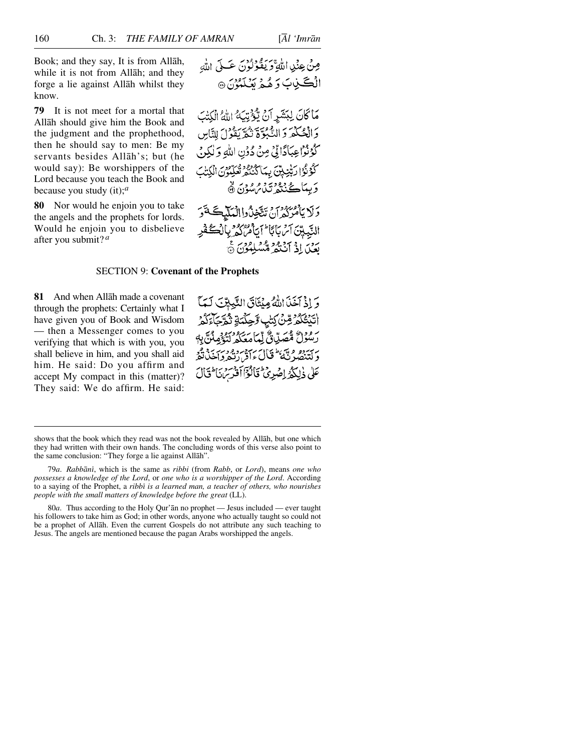Book; and they say, It is from Allāh, while it is not from Allāh; and they forge a lie against Allāh whilst they know.

مِنْ عِنْدِ اللّٰهِ ۚ وَيَقُوْلُوْنَ عَلَى اللّٰهِ الْكَذِبَ وَهُمْ يَعْلَمُوْنَ ۝

**79** It is not meet for a mortal that Allāh should give him the Book and the judgment and the prophethood, then he should say to men: Be my servants besides Allāh's; but (he would say): Be worshippers of the Lord because you teach the Book and because you study (it);[a]

مَا كَانَ لِبَشَرٍ اَنْ يُّؤْتِيَهُ اللّٰهُ الْكِتٰبَ وَالْحُكْمَ وَالنُّبُوَّةَ ثُمَّ يَقُوْلَ لِلنَّاسِ كُوْنُوْا عِبَادًا لِّيْ مِنْ دُوْنِ اللّٰهِ وَلٰكِنْ كُوْنُوْا رَبّٰنِيّٖنَ بِمَا كُنْتُمْ تُعَلِّمُوْنَ الْكِتٰبَ وَبِمَا كُنْتُمْ تَدْرُسُوْنَ ۝

**80** Nor would he enjoin you to take the angels and the prophets for lords. Would he enjoin you to disbelieve after you submit?[a]

وَلَا يَاْمُرَكُمْ اَنْ تَتَّخِذُوا الْمَلٰٓئِكَةَ وَالنَّبِيّٖنَ اَرْبَابًا ۗ اَيَاْمُرُكُمْ بِالْكُفْرِ بَعْدَ اِذْ اَنْتُمْ مُّسْلِمُوْنَ ۝

## SECTION 9: **Covenant of the Prophets**

**81** And when Allāh made a covenant through the prophets: Certainly what I have given you of Book and Wisdom — then a Messenger comes to you verifying that which is with you, you shall believe in him, and you shall aid him. He said: Do you affirm and accept My compact in this (matter)? They said: We do affirm. He said:

وَاِذْ اَخَذَ اللّٰهُ مِيْثَاقَ النَّبِيّٖنَ لَمَآ اٰتَيْتُكُمْ مِّنْ كِتٰبٍ وَّحِكْمَةٍ ثُمَّ جَآءَكُمْ رَسُوْلٌ مُّصَدِّقٌ لِّمَا مَعَكُمْ لَتُؤْمِنُنَّ بِهٖ وَلَتَنْصُرُنَّهٗ ۗ قَالَ ءَاَقْرَرْتُمْ وَاَخَذْتُمْ عَلٰى ذٰلِكُمْ اِصْرِيْ ۗ قَالُوْٓا اَقْرَرْنَا ۗ قَالَ

---

shows that the book which they read was not the book revealed by Allāh, but one which they had written with their own hands. The concluding words of this verse also point to the same conclusion: "They forge a lie against Allāh".

79*a*. *Rabbānī*, which is the same as *ribbī* (from *Rabb*, or *Lord*), means *one who possesses a knowledge of the Lord*, or *one who is a worshipper of the Lord*. According to a saying of the Prophet, a *ribbī is a learned man, a teacher of others, who nourishes people with the small matters of knowledge before the great* (LL).

80*a*. Thus according to the Holy Qur'ān no prophet — Jesus included — ever taught his followers to take him as God; in other words, anyone who actually taught so could not be a prophet of Allāh. Even the current Gospels do not attribute any such teaching to Jesus. The angels are mentioned because the pagan Arabs worshipped the angels.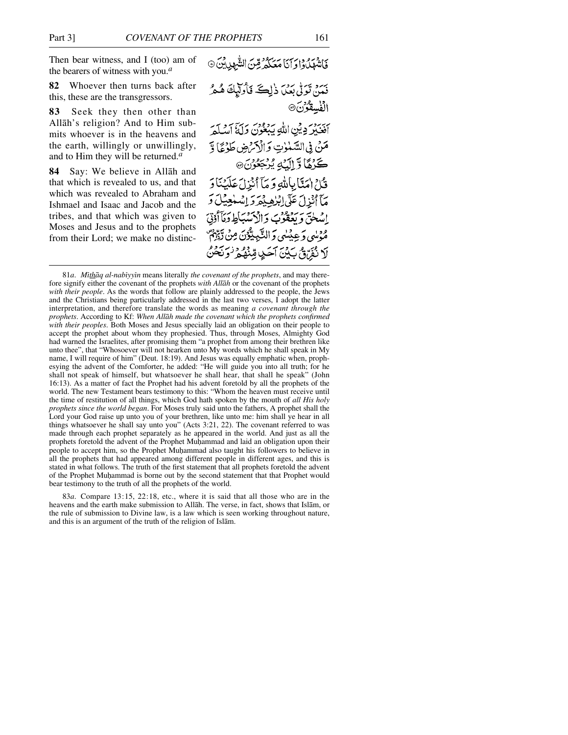Then bear witness, and I (too) am of the bearers of witness with you.[a]

فَاشْهَدُوْا وَ اَنَا مَعَكُمْ مِّنَ الشّٰهِدِيْنَ ﴿۸۱﴾

**82** Whoever then turns back after this, these are the transgressors.

فَمَنْ تَوَلّٰى بَعْدَ ذٰلِكَ فَاُولٰٓئِكَ هُمُ الْفٰسِقُوْنَ ﴿۸۲﴾

**83** Seek they then other than Allāh's religion? And to Him submits whoever is in the heavens and the earth, willingly or unwillingly, and to Him they will be returned.[a]

اَفَغَيْرَ دِيْنِ اللّٰهِ يَبْغُوْنَ وَلَهٗۤ اَسْلَمَ مَنْ فِى السَّمٰوٰتِ وَالْاَرْضِ طَوْعًا وَّ كَرْهًا وَّ اِلَيْهِ يُرْجَعُوْنَ ﴿۸۳﴾

**84** Say: We believe in Allāh and that which is revealed to us, and that which was revealed to Abraham and Ishmael and Isaac and Jacob and the tribes, and that which was given to Moses and Jesus and to the prophets from their Lord; we make no distinc-

قُلْ اٰمَنَّا بِاللّٰهِ وَمَاۤ اُنْزِلَ عَلَيْنَا وَمَاۤ اُنْزِلَ عَلٰٓى اِبْرٰهِيْمَ وَاِسْمٰعِيْلَ وَاِسْحٰقَ وَيَعْقُوْبَ وَالْاَسْبَاطِ وَمَاۤ اُوْتِىَ مُوْسٰى وَعِيْسٰى وَالنَّبِيُّوْنَ مِنْ رَّبِّهِمْ لَا نُفَرِّقُ بَيْنَ اَحَدٍ مِّنْهُمْ وَنَحْنُ

---

81*a*. *Mīthāq al-nabiyyīn* means literally *the covenant of the prophets*, and may therefore signify either the covenant of the prophets *with Allāh* or the covenant of the prophets *with their people*. As the words that follow are plainly addressed to the people, the Jews and the Christians being particularly addressed in the last two verses, I adopt the latter interpretation, and therefore translate the words as meaning *a covenant through the prophets*. According to Kf: *When Allāh made the covenant which the prophets confirmed with their peoples*. Both Moses and Jesus specially laid an obligation on their people to accept the prophet about whom they prophesied. Thus, through Moses, Almighty God had warned the Israelites, after promising them "a prophet from among their brethren like unto thee", that "Whosoever will not hearken unto My words which he shall speak in My name, I will require of him" (Deut. 18:19). And Jesus was equally emphatic when, prophesying the advent of the Comforter, he added: "He will guide you into all truth; for he shall not speak of himself, but whatsoever he shall hear, that shall he speak" (John 16:13). As a matter of fact the Prophet had his advent foretold by all the prophets of the world. The new Testament bears testimony to this: "Whom the heaven must receive until the time of restitution of all things, which God hath spoken by the mouth of *all His holy prophets since the world began*. For Moses truly said unto the fathers, A prophet shall the Lord your God raise up unto you of your brethren, like unto me: him shall ye hear in all things whatsoever he shall say unto you" (Acts 3:21, 22). The covenant referred to was made through each prophet separately as he appeared in the world. And just as all the prophets foretold the advent of the Prophet Muḥammad and laid an obligation upon their people to accept him, so the Prophet Muḥammad also taught his followers to believe in all the prophets that had appeared among different people in different ages, and this is stated in what follows. The truth of the first statement that all prophets foretold the advent of the Prophet Muḥammad is borne out by the second statement that that Prophet would bear testimony to the truth of all the prophets of the world.

83*a*. Compare 13:15, 22:18, etc., where it is said that all those who are in the heavens and the earth make submission to Allāh. The verse, in fact, shows that Islām, or the rule of submission to Divine law, is a law which is seen working throughout nature, and this is an argument of the truth of the religion of Islām.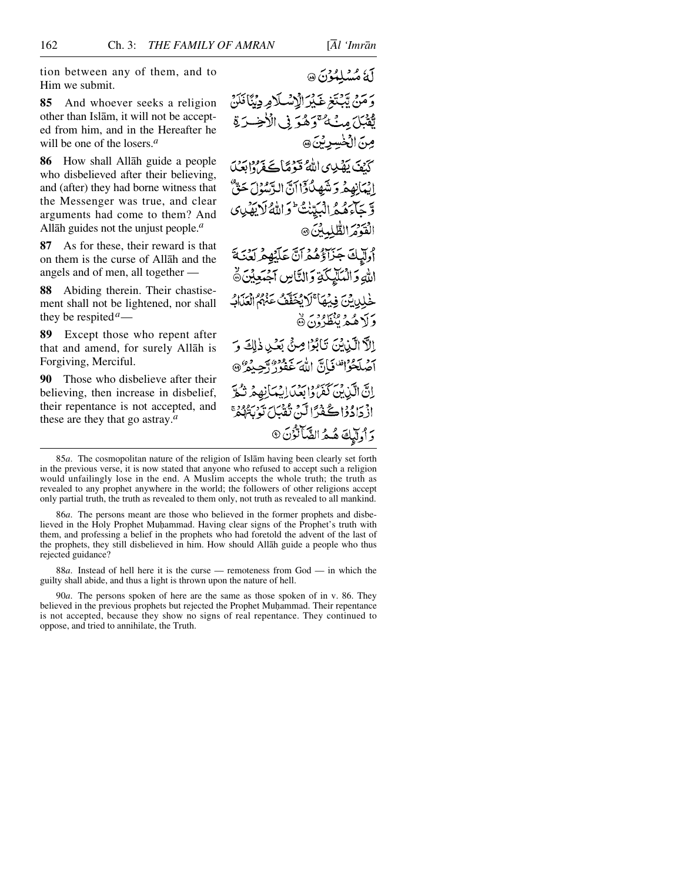tion between any of them, and to Him we submit.

لَهٗ مُسْلِمُوْنَ ﴿۸۴﴾

**85** And whoever seeks a religion other than Islām, it will not be accepted from him, and in the Hereafter he will be one of the losers.[a]

وَ مَنْ يَّبْتَغِ غَيْرَ الْاِسْلَامِ دِيْنًا فَلَنْ يُّقْبَلَ مِنْهُ ۚ وَ هُوَ فِي الْاٰخِرَةِ مِنَ الْخٰسِرِيْنَ ﴿۸۵﴾

**86** How shall Allāh guide a people who disbelieved after their believing, and (after) they had borne witness that the Messenger was true, and clear arguments had come to them? And Allāh guides not the unjust people.[a]

كَيْفَ يَهْدِي اللّٰهُ قَوْمًا كَفَرُوْا بَعْدَ اِيْمَانِهِمْ وَ شَهِدُوْٓا اَنَّ الرَّسُوْلَ حَقٌّ وَّ جَآءَهُمُ الْبَيِّنٰتُ ؕ وَ اللّٰهُ لَا يَهْدِي الْقَوْمَ الظّٰلِمِيْنَ ﴿۸۶﴾

**87** As for these, their reward is that on them is the curse of Allāh and the angels and of men, all together —

اُولٰٓئِكَ جَزَآؤُهُمْ اَنَّ عَلَيْهِمْ لَعْنَةَ اللّٰهِ وَ الْمَلٰٓئِكَةِ وَ النَّاسِ اَجْمَعِيْنَ ﴿۸۷﴾

**88** Abiding therein. Their chastisement shall not be lightened, nor shall they be respited[a] —

خٰلِدِيْنَ فِيْهَا ۚ لَا يُخَفَّفُ عَنْهُمُ الْعَذَابُ وَ لَا هُمْ يُنْظَرُوْنَ ﴿۸۸﴾

**89** Except those who repent after that and amend, for surely Allāh is Forgiving, Merciful.

اِلَّا الَّذِيْنَ تَابُوْا مِنْۢ بَعْدِ ذٰلِكَ وَ اَصْلَحُوْا ۟ فَاِنَّ اللّٰهَ غَفُوْرٌ رَّحِيْمٌ ﴿۸۹﴾

**90** Those who disbelieve after their believing, then increase in disbelief, their repentance is not accepted, and these are they that go astray.[a]

اِنَّ الَّذِيْنَ كَفَرُوْا بَعْدَ اِيْمَانِهِمْ ثُمَّ ازْدَادُوْا كُفْرًا لَّنْ تُقْبَلَ تَوْبَتُهُمْ ۚ وَ اُولٰٓئِكَ هُمُ الضَّآلُّوْنَ ﴿۹۰﴾

---

85*a*. The cosmopolitan nature of the religion of Islām having been clearly set forth in the previous verse, it is now stated that anyone who refused to accept such a religion would unfailingly lose in the end. A Muslim accepts the whole truth; the truth as revealed to any prophet anywhere in the world; the followers of other religions accept only partial truth, the truth as revealed to them only, not truth as revealed to all mankind.

86*a*. The persons meant are those who believed in the former prophets and disbelieved in the Holy Prophet Muḥammad. Having clear signs of the Prophet's truth with them, and professing a belief in the prophets who had foretold the advent of the last of the prophets, they still disbelieved in him. How should Allāh guide a people who thus rejected guidance?

88*a*. Instead of hell here it is the curse — remoteness from God — in which the guilty shall abide, and thus a light is thrown upon the nature of hell.

90*a*. The persons spoken of here are the same as those spoken of in v. 86. They believed in the previous prophets but rejected the Prophet Muḥammad. Their repentance is not accepted, because they show no signs of real repentance. They continued to oppose, and tried to annihilate, the Truth.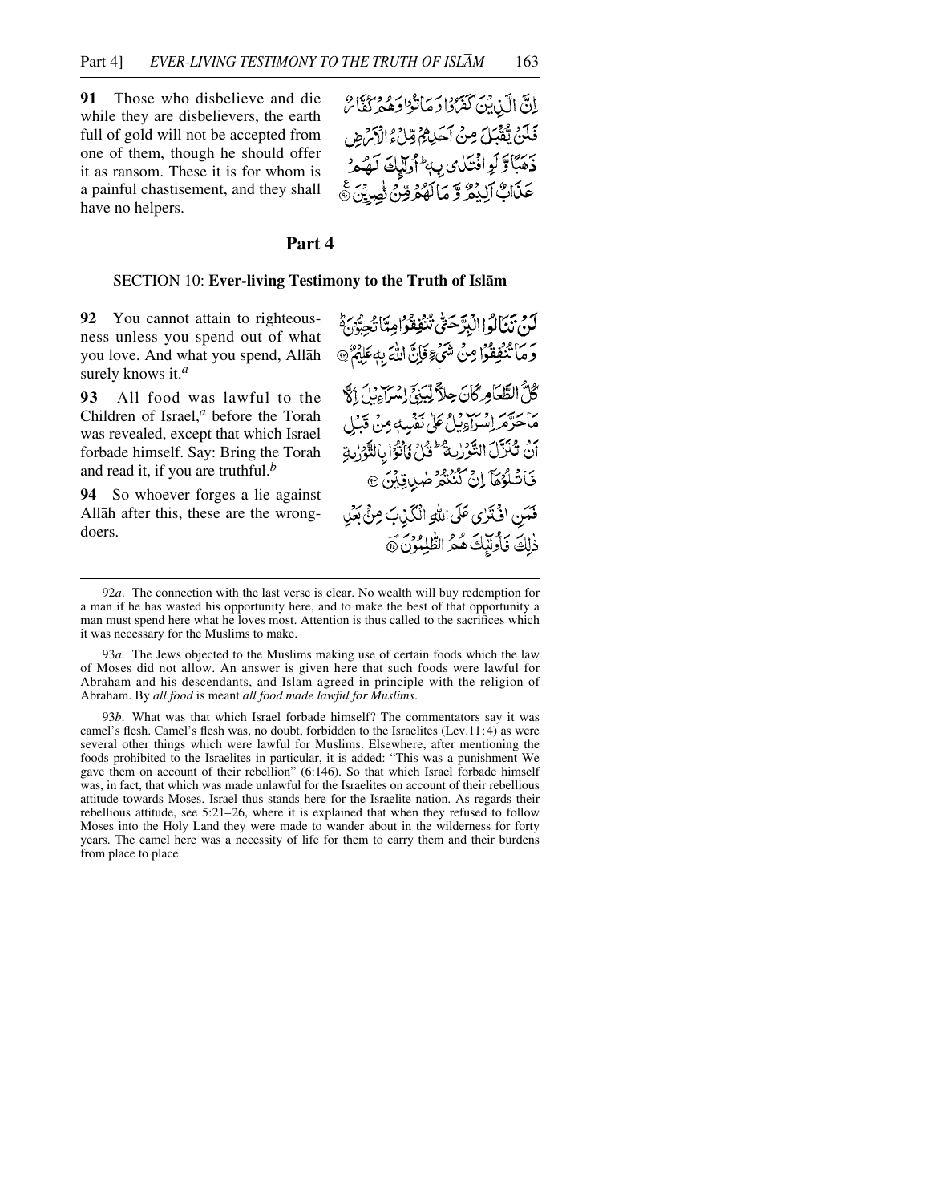**91** Those who disbelieve and die while they are disbelievers, the earth full of gold will not be accepted from one of them, though he should offer it as ransom. These it is for whom is a painful chastisement, and they shall have no helpers.

إِنَّ الَّذِينَ كَفَرُوا وَمَاتُوا وَهُمْ كُفَّارٌ فَلَن يُقْبَلَ مِنْ أَحَدِهِم مِّلْءُ الْأَرْضِ ذَهَبًا وَلَوِ افْتَدَىٰ بِهِ ۗ أُولَٰئِكَ لَهُمْ عَذَابٌ أَلِيمٌ وَمَا لَهُم مِّن نَّاصِرِينَ

## Part 4

### SECTION 10: **Ever-living Testimony to the Truth of Islām**

**92** You cannot attain to righteousness unless you spend out of what you love. And what you spend, Allāh surely knows it.[a]

لَن تَنَالُوا الْبِرَّ حَتَّىٰ تُنفِقُوا مِمَّا تُحِبُّونَ ۚ وَمَا تُنفِقُوا مِن شَيْءٍ فَإِنَّ اللَّهَ بِهِ عَلِيمٌ

**93** All food was lawful to the Children of Israel,[a] before the Torah was revealed, except that which Israel forbade himself. Say: Bring the Torah and read it, if you are truthful.[b]

كُلُّ الطَّعَامِ كَانَ حِلًّا لِّبَنِي إِسْرَائِيلَ إِلَّا مَا حَرَّمَ إِسْرَائِيلُ عَلَىٰ نَفْسِهِ مِن قَبْلِ أَن تُنَزَّلَ التَّوْرَاةُ ۗ قُلْ فَأْتُوا بِالتَّوْرَاةِ فَاتْلُوهَا إِن كُنتُمْ صَادِقِينَ

**94** So whoever forges a lie against Allāh after this, these are the wrongdoers.

فَمَنِ افْتَرَىٰ عَلَى اللَّهِ الْكَذِبَ مِن بَعْدِ ذَٰلِكَ فَأُولَٰئِكَ هُمُ الظَّالِمُونَ

---

92*a*. The connection with the last verse is clear. No wealth will buy redemption for a man if he has wasted his opportunity here, and to make the best of that opportunity a man must spend here what he loves most. Attention is thus called to the sacrifices which it was necessary for the Muslims to make.

93*a*. The Jews objected to the Muslims making use of certain foods which the law of Moses did not allow. An answer is given here that such foods were lawful for Abraham and his descendants, and Islām agreed in principle with the religion of Abraham. By *all food* is meant *all food made lawful for Muslims*.

93*b*. What was that which Israel forbade himself? The commentators say it was camel's flesh. Camel's flesh was, no doubt, forbidden to the Israelites (Lev.11:4) as were several other things which were lawful for Muslims. Elsewhere, after mentioning the foods prohibited to the Israelites in particular, it is added: "This was a punishment We gave them on account of their rebellion" (6:146). So that which Israel forbade himself was, in fact, that which was made unlawful for the Israelites on account of their rebellious attitude towards Moses. Israel thus stands here for the Israelite nation. As regards their rebellious attitude, see 5:21–26, where it is explained that when they refused to follow Moses into the Holy Land they were made to wander about in the wilderness for forty years. The camel here was a necessity of life for them to carry them and their burdens from place to place.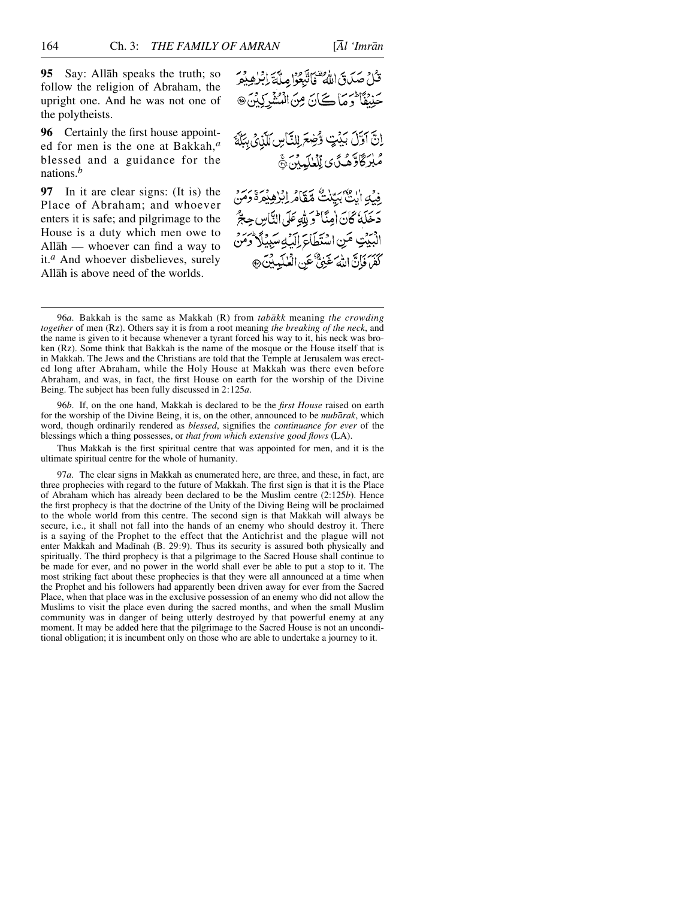**95** Say: Allāh speaks the truth; so follow the religion of Abraham, the upright one. And he was not one of the polytheists.

قُلْ صَدَقَ اللّٰهُ ۗ فَاتَّبِعُوْا مِلَّةَ اِبْرٰهِيْمَ حَنِيْفًا ؕ وَمَا كَانَ مِنَ الْمُشْرِكِيْنَ ۝

**96** Certainly the first house appointed for men is the one at Bakkah,[a] blessed and a guidance for the nations.[b]

اِنَّ اَوَّلَ بَيْتٍ وُّضِعَ لِلنَّاسِ لَلَّذِيْ بِبَكَّةَ مُبٰرَكًا وَّهُدًى لِّلْعٰلَمِيْنَ ۝

**97** In it are clear signs: (It is) the Place of Abraham; and whoever enters it is safe; and pilgrimage to the House is a duty which men owe to Allāh — whoever can find a way to it.[a] And whoever disbelieves, surely Allāh is above need of the worlds.

فِيْهِ اٰيٰتٌۢ بَيِّنٰتٌ مَّقَامُ اِبْرٰهِيْمَ ۚ وَمَنْ دَخَلَهٗ كَانَ اٰمِنًا ؕ وَلِلّٰهِ عَلَى النَّاسِ حِجُّ الْبَيْتِ مَنِ اسْتَطَاعَ اِلَيْهِ سَبِيْلًا ؕ وَمَنْ كَفَرَ فَاِنَّ اللّٰهَ غَنِيٌّ عَنِ الْعٰلَمِيْنَ ۝

---

96*a*. Bakkah is the same as Makkah (R) from *tabākk* meaning *the crowding together* of men (Rz). Others say it is from a root meaning *the breaking of the neck*, and the name is given to it because whenever a tyrant forced his way to it, his neck was broken (Rz). Some think that Bakkah is the name of the mosque or the House itself that is in Makkah. The Jews and the Christians are told that the Temple at Jerusalem was erected long after Abraham, while the Holy House at Makkah was there even before Abraham, and was, in fact, the first House on earth for the worship of the Divine Being. The subject has been fully discussed in 2:125*a*.

96*b*. If, on the one hand, Makkah is declared to be the *first House* raised on earth for the worship of the Divine Being, it is, on the other, announced to be *mubārak*, which word, though ordinarily rendered as *blessed*, signifies the *continuance for ever* of the blessings which a thing possesses, or *that from which extensive good flows* (LA).

Thus Makkah is the first spiritual centre that was appointed for men, and it is the ultimate spiritual centre for the whole of humanity.

97*a*. The clear signs in Makkah as enumerated here, are three, and these, in fact, are three prophecies with regard to the future of Makkah. The first sign is that it is the Place of Abraham which has already been declared to be the Muslim centre (2:125*b*). Hence the first prophecy is that the doctrine of the Unity of the Diving Being will be proclaimed to the whole world from this centre. The second sign is that Makkah will always be secure, i.e., it shall not fall into the hands of an enemy who should destroy it. There is a saying of the Prophet to the effect that the Antichrist and the plague will not enter Makkah and Madinah (B. 29:9). Thus its security is assured both physically and spiritually. The third prophecy is that a pilgrimage to the Sacred House shall continue to be made for ever, and no power in the world shall ever be able to put a stop to it. The most striking fact about these prophecies is that they were all announced at a time when the Prophet and his followers had apparently been driven away for ever from the Sacred Place, when that place was in the exclusive possession of an enemy who did not allow the Muslims to visit the place even during the sacred months, and when the small Muslim community was in danger of being utterly destroyed by that powerful enemy at any moment. It may be added here that the pilgrimage to the Sacred House is not an unconditional obligation; it is incumbent only on those who are able to undertake a journey to it.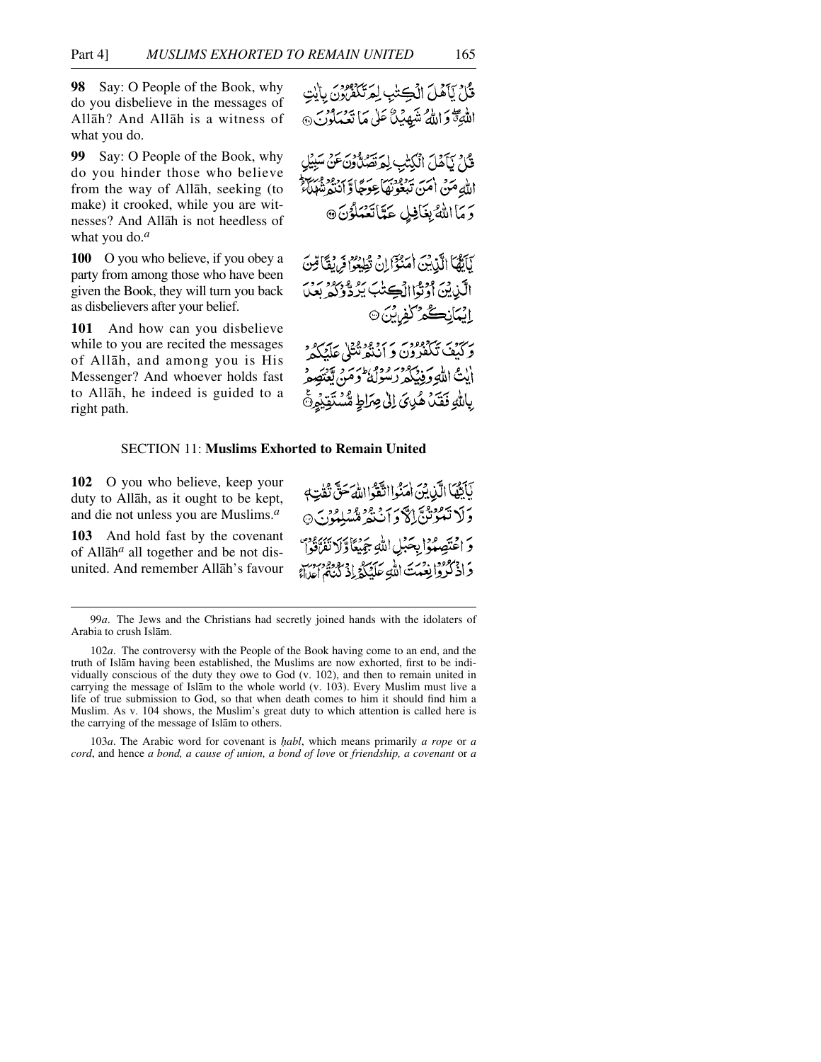**98** Say: O People of the Book, why do you disbelieve in the messages of Allāh? And Allāh is a witness of what you do.

قُلْ يٰٓاَهْلَ الْكِتٰبِ لِمَ تَكْفُرُوْنَ بِاٰيٰتِ اللّٰهِ ۖ وَاللّٰهُ شَهِيْدٌ عَلٰى مَا تَعْمَلُوْنَ ۝

**99** Say: O People of the Book, why do you hinder those who believe from the way of Allāh, seeking (to make) it crooked, while you are witnesses? And Allāh is not heedless of what you do.[a]

قُلْ يٰٓاَهْلَ الْكِتٰبِ لِمَ تَصُدُّوْنَ عَنْ سَبِيْلِ اللّٰهِ مَنْ اٰمَنَ تَبْغُوْنَهَا عِوَجًا وَّاَنْتُمْ شُهَدَآءُ ۭ وَمَا اللّٰهُ بِغَافِلٍ عَمَّا تَعْمَلُوْنَ ۝

**100** O you who believe, if you obey a party from among those who have been given the Book, they will turn you back as disbelievers after your belief.

يٰٓاَيُّهَا الَّذِيْنَ اٰمَنُوْٓا اِنْ تُطِيْعُوْا فَرِيْقًا مِّنَ الَّذِيْنَ اُوْتُوا الْكِتٰبَ يَرُدُّوْكُمْ بَعْدَ اِيْمَانِكُمْ كٰفِرِيْنَ ۝

**101** And how can you disbelieve while to you are recited the messages of Allāh, and among you is His Messenger? And whoever holds fast to Allāh, he indeed is guided to a right path.

وَكَيْفَ تَكْفُرُوْنَ وَاَنْتُمْ تُتْلٰى عَلَيْكُمْ اٰيٰتُ اللّٰهِ وَفِيْكُمْ رَسُوْلُهٗ ۭ وَمَنْ يَّعْتَصِمْ بِاللّٰهِ فَقَدْ هُدِيَ اِلٰى صِرَاطٍ مُّسْتَقِيْمٍ ۝

## SECTION 11: Muslims Exhorted to Remain United

**102** O you who believe, keep your duty to Allāh, as it ought to be kept, and die not unless you are Muslims.[a]

يٰٓاَيُّهَا الَّذِيْنَ اٰمَنُوا اتَّقُوا اللّٰهَ حَقَّ تُقٰتِهٖ وَلَا تَمُوْتُنَّ اِلَّا وَاَنْتُمْ مُّسْلِمُوْنَ ۝

**103** And hold fast by the covenant of Allāh[a] all together and be not disunited. And remember Allāh's favour

وَاعْتَصِمُوْا بِحَبْلِ اللّٰهِ جَمِيْعًا وَّلَا تَفَرَّقُوْا ۠ وَاذْكُرُوْا نِعْمَتَ اللّٰهِ عَلَيْكُمْ اِذْ كُنْتُمْ اَعْدَآءً

---

99*a*. The Jews and the Christians had secretly joined hands with the idolaters of Arabia to crush Islām.

102*a*. The controversy with the People of the Book having come to an end, and the truth of Islām having been established, the Muslims are now exhorted, first to be individually conscious of the duty they owe to God (v. 102), and then to remain united in carrying the message of Islām to the whole world (v. 103). Every Muslim must live a life of true submission to God, so that when death comes to him it should find him a Muslim. As v. 104 shows, the Muslim's great duty to which attention is called here is the carrying of the message of Islām to others.

103*a*. The Arabic word for covenant is *ḥabl*, which means primarily *a rope* or *a cord*, and hence *a bond, a cause of union, a bond of love* or *friendship, a covenant* or *a*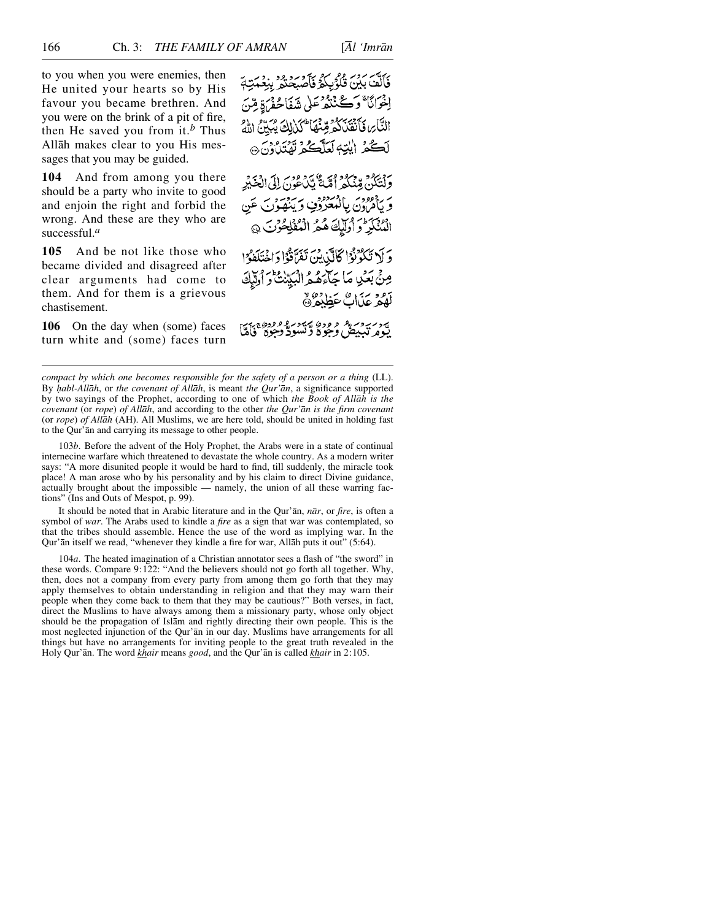to you when you were enemies, then He united your hearts so by His favour you became brethren. And you were on the brink of a pit of fire, then He saved you from it.[b] Thus Allāh makes clear to you His messages that you may be guided.

فَأَلَّفَ بَيْنَ قُلُوبِكُمْ فَأَصْبَحْتُم بِنِعْمَتِهِ إِخْوَانًا وَكُنتُمْ عَلَىٰ شَفَا حُفْرَةٍ مِّنَ النَّارِ فَأَنقَذَكُم مِّنْهَا ۗ كَذَٰلِكَ يُبَيِّنُ اللَّهُ لَكُمْ آيَاتِهِ لَعَلَّكُمْ تَهْتَدُونَ ﴿١٠٣﴾

**104** And from among you there should be a party who invite to good and enjoin the right and forbid the wrong. And these are they who are successful.[a]

وَلْتَكُن مِّنكُمْ أُمَّةٌ يَدْعُونَ إِلَى الْخَيْرِ وَيَأْمُرُونَ بِالْمَعْرُوفِ وَيَنْهَوْنَ عَنِ الْمُنكَرِ ۚ وَأُولَٰئِكَ هُمُ الْمُفْلِحُونَ ﴿١٠٤﴾

**105** And be not like those who became divided and disagreed after clear arguments had come to them. And for them is a grievous chastisement.

وَلَا تَكُونُوا كَالَّذِينَ تَفَرَّقُوا وَاخْتَلَفُوا مِن بَعْدِ مَا جَاءَهُمُ الْبَيِّنَاتُ ۚ وَأُولَٰئِكَ لَهُمْ عَذَابٌ عَظِيمٌ ﴿١٠٥﴾

**106** On the day when (some) faces turn white and (some) faces turn

يَوْمَ تَبْيَضُّ وُجُوهٌ وَتَسْوَدُّ وُجُوهٌ ۚ فَأَمَّا

---

*compact by which one becomes responsible for the safety of a person or a thing* (LL). By *ḥabl-Allāh*, or *the covenant of Allāh*, is meant *the Qur'ān*, a significance supported by two sayings of the Prophet, according to one of which *the Book of Allāh is the covenant* (or *rope*) *of Allāh*, and according to the other *the Qur'ān is the firm covenant* (or *rope*) *of Allāh* (AH). All Muslims, we are here told, should be united in holding fast to the Qur'ān and carrying its message to other people.

103*b*. Before the advent of the Holy Prophet, the Arabs were in a state of continual internecine warfare which threatened to devastate the whole country. As a modern writer says: "A more disunited people it would be hard to find, till suddenly, the miracle took place! A man arose who by his personality and by his claim to direct Divine guidance, actually brought about the impossible — namely, the union of all these warring factions" (Ins and Outs of Mespot, p. 99).

It should be noted that in Arabic literature and in the Qur'ān, *nār*, or *fire*, is often a symbol of *war*. The Arabs used to kindle a *fire* as a sign that war was contemplated, so that the tribes should assemble. Hence the use of the word as implying war. In the Qur'ān itself we read, "whenever they kindle a fire for war, Allāh puts it out" (5:64).

104*a*. The heated imagination of a Christian annotator sees a flash of "the sword" in these words. Compare 9:122: "And the believers should not go forth all together. Why, then, does not a company from every party from among them go forth that they may apply themselves to obtain understanding in religion and that they may warn their people when they come back to them that they may be cautious?" Both verses, in fact, direct the Muslims to have always among them a missionary party, whose only object should be the propagation of Islām and rightly directing their own people. This is the most neglected injunction of the Qur'ān in our day. Muslims have arrangements for all things but have no arrangements for inviting people to the great truth revealed in the Holy Qur'ān. The word *khair* means *good*, and the Qur'ān is called *khair* in 2:105.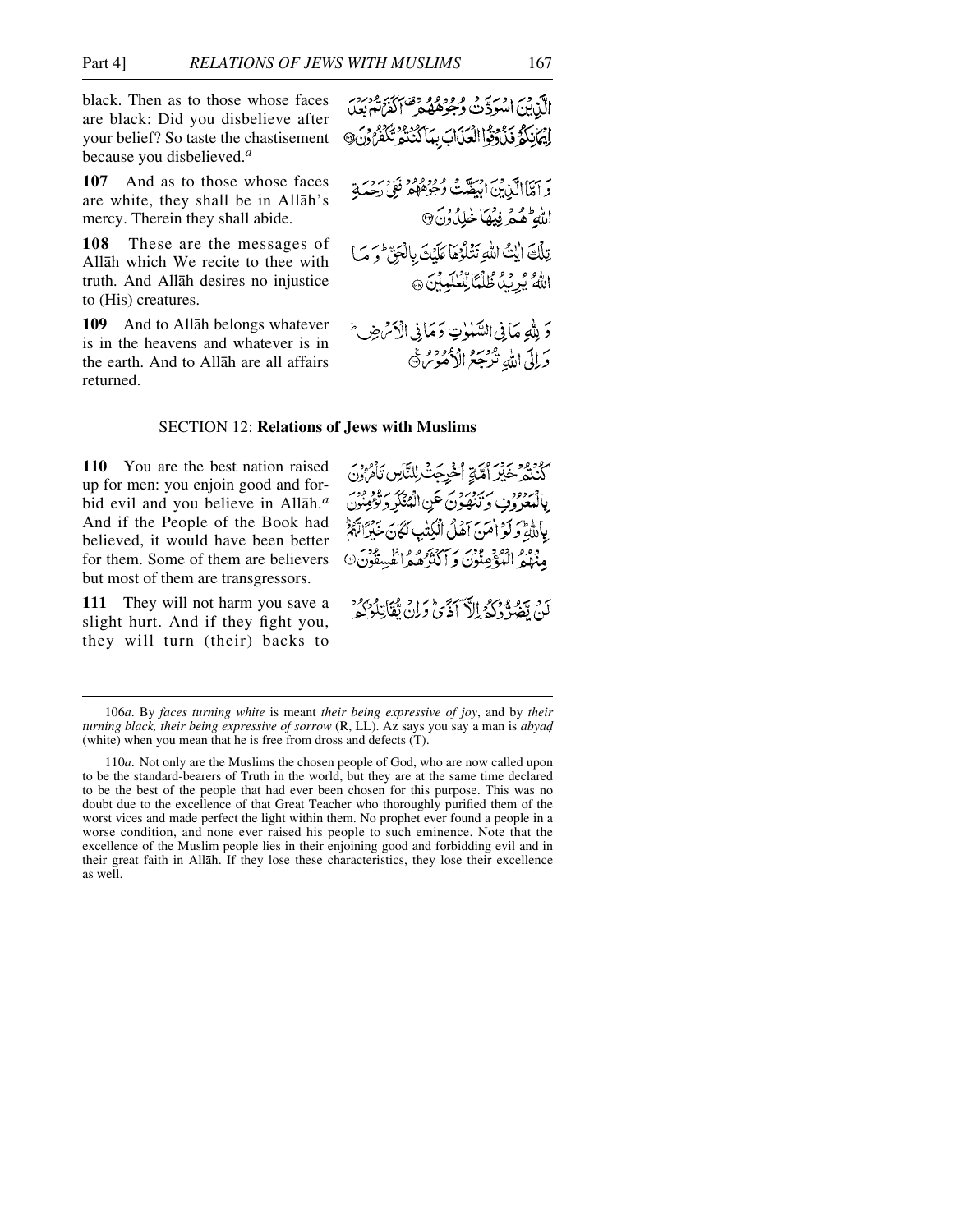black. Then as to those whose faces are black: Did you disbelieve after your belief? So taste the chastisement because you disbelieved.[a]

الَّذِينَ اسْوَدَّتْ وُجُوهُهُمْ أَكَفَرْتُمْ بَعْدَ إِيمَانِكُمْ فَذُوقُوا الْعَذَابَ بِمَا كُنْتُمْ تَكْفُرُونَ ﴿١٠٦﴾

**107** And as to those whose faces are white, they shall be in Allāh's mercy. Therein they shall abide.

وَأَمَّا الَّذِينَ ابْيَضَّتْ وُجُوهُهُمْ فَفِي رَحْمَةِ اللَّهِ ۖ هُمْ فِيهَا خَالِدُونَ ﴿١٠٧﴾

**108** These are the messages of Allāh which We recite to thee with truth. And Allāh desires no injustice to (His) creatures.

تِلْكَ آيَاتُ اللَّهِ نَتْلُوهَا عَلَيْكَ بِالْحَقِّ ۗ وَمَا اللَّهُ يُرِيدُ ظُلْمًا لِلْعَالَمِينَ ﴿١٠٨﴾

**109** And to Allāh belongs whatever is in the heavens and whatever is in the earth. And to Allāh are all affairs returned.

وَلِلَّهِ مَا فِي السَّمَاوَاتِ وَمَا فِي الْأَرْضِ ۚ وَإِلَى اللَّهِ تُرْجَعُ الْأُمُورُ ﴿١٠٩﴾

## SECTION 12: **Relations of Jews with Muslims**

**110** You are the best nation raised up for men: you enjoin good and forbid evil and you believe in Allāh.[a] And if the People of the Book had believed, it would have been better for them. Some of them are believers but most of them are transgressors.

كُنْتُمْ خَيْرَ أُمَّةٍ أُخْرِجَتْ لِلنَّاسِ تَأْمُرُونَ بِالْمَعْرُوفِ وَتَنْهَوْنَ عَنِ الْمُنْكَرِ وَتُؤْمِنُونَ بِاللَّهِ ۗ وَلَوْ آمَنَ أَهْلُ الْكِتَابِ لَكَانَ خَيْرًا لَهُمْ ۚ مِنْهُمُ الْمُؤْمِنُونَ وَأَكْثَرُهُمُ الْفَاسِقُونَ ﴿١١٠﴾

**111** They will not harm you save a slight hurt. And if they fight you, they will turn (their) backs to

لَنْ يَضُرُّوكُمْ إِلَّا أَذًى ۖ وَإِنْ يُقَاتِلُوكُمْ

---

106*a*. By *faces turning white* is meant *their being expressive of joy*, and by *their turning black, their being expressive of sorrow* (R, LL). Az says you say a man is *abyaḍ* (white) when you mean that he is free from dross and defects (T).

110*a*. Not only are the Muslims the chosen people of God, who are now called upon to be the standard-bearers of Truth in the world, but they are at the same time declared to be the best of the people that had ever been chosen for this purpose. This was no doubt due to the excellence of that Great Teacher who thoroughly purified them of the worst vices and made perfect the light within them. No prophet ever found a people in a worse condition, and none ever raised his people to such eminence. Note that the excellence of the Muslim people lies in their enjoining good and forbidding evil and in their great faith in Allāh. If they lose these characteristics, they lose their excellence as well.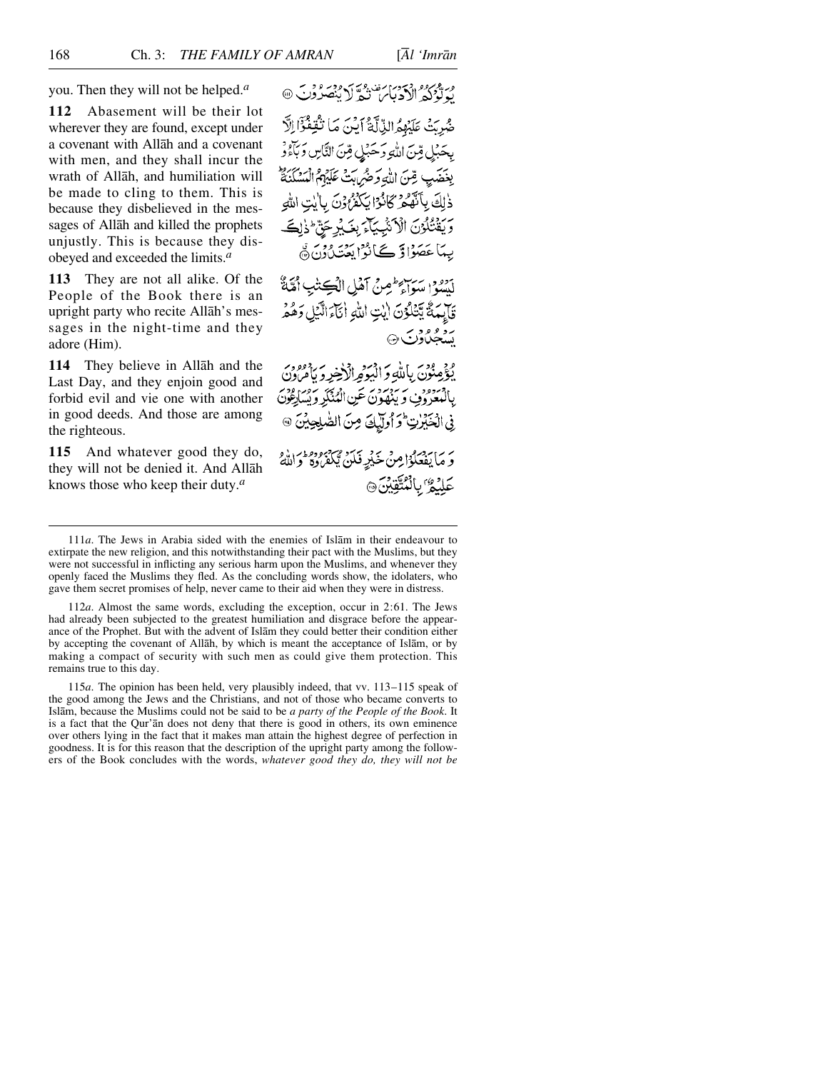you. Then they will not be helped.[a]

يُوَلُّوكُمُ الْأَدْبَارَ ثُمَّ لَا يُنْصَرُونَ ﴿١١١﴾

**112** Abasement will be their lot wherever they are found, except under a covenant with Allāh and a covenant with men, and they shall incur the wrath of Allāh, and humiliation will be made to cling to them. This is because they disbelieved in the messages of Allāh and killed the prophets unjustly. This is because they disobeyed and exceeded the limits.[a]

ضُرِبَتْ عَلَيْهِمُ الذِّلَّةُ أَيْنَ مَا ثُقِفُوا إِلَّا بِحَبْلٍ مِنَ اللَّهِ وَحَبْلٍ مِنَ النَّاسِ وَبَاءُو بِغَضَبٍ مِنَ اللَّهِ وَضُرِبَتْ عَلَيْهِمُ الْمَسْكَنَةُ ذَٰلِكَ بِأَنَّهُمْ كَانُوا يَكْفُرُونَ بِآيَاتِ اللَّهِ وَيَقْتُلُونَ الْأَنْبِيَاءَ بِغَيْرِ حَقٍّ ذَٰلِكَ بِمَا عَصَوْا وَكَانُوا يَعْتَدُونَ ﴿١١٢﴾

**113** They are not all alike. Of the People of the Book there is an upright party who recite Allāh's messages in the night-time and they adore (Him).

لَيْسُوا سَوَاءً مِنْ أَهْلِ الْكِتَابِ أُمَّةٌ قَائِمَةٌ يَتْلُونَ آيَاتِ اللَّهِ آنَاءَ اللَّيْلِ وَهُمْ يَسْجُدُونَ ﴿١١٣﴾

**114** They believe in Allāh and the Last Day, and they enjoin good and forbid evil and vie one with another in good deeds. And those are among the righteous.

يُؤْمِنُونَ بِاللَّهِ وَالْيَوْمِ الْآخِرِ وَيَأْمُرُونَ بِالْمَعْرُوفِ وَيَنْهَوْنَ عَنِ الْمُنْكَرِ وَيُسَارِعُونَ فِي الْخَيْرَاتِ وَأُولَٰئِكَ مِنَ الصَّالِحِينَ ﴿١١٤﴾

**115** And whatever good they do, they will not be denied it. And Allāh knows those who keep their duty.[a]

وَمَا يَفْعَلُوا مِنْ خَيْرٍ فَلَنْ يُكْفَرُوهُ وَاللَّهُ عَلِيمٌ بِالْمُتَّقِينَ ﴿١١٥﴾

---

111*a*. The Jews in Arabia sided with the enemies of Islām in their endeavour to extirpate the new religion, and this notwithstanding their pact with the Muslims, but they were not successful in inflicting any serious harm upon the Muslims, and whenever they openly faced the Muslims they fled. As the concluding words show, the idolaters, who gave them secret promises of help, never came to their aid when they were in distress.

112*a*. Almost the same words, excluding the exception, occur in 2:61. The Jews had already been subjected to the greatest humiliation and disgrace before the appearance of the Prophet. But with the advent of Islām they could better their condition either by accepting the covenant of Allāh, by which is meant the acceptance of Islām, or by making a compact of security with such men as could give them protection. This remains true to this day.

115*a*. The opinion has been held, very plausibly indeed, that vv. 113–115 speak of the good among the Jews and the Christians, and not of those who became converts to Islām, because the Muslims could not be said to be *a party of the People of the Book*. It is a fact that the Qur'ān does not deny that there is good in others, its own eminence over others lying in the fact that it makes man attain the highest degree of perfection in goodness. It is for this reason that the description of the upright party among the followers of the Book concludes with the words, *whatever good they do, they will not be*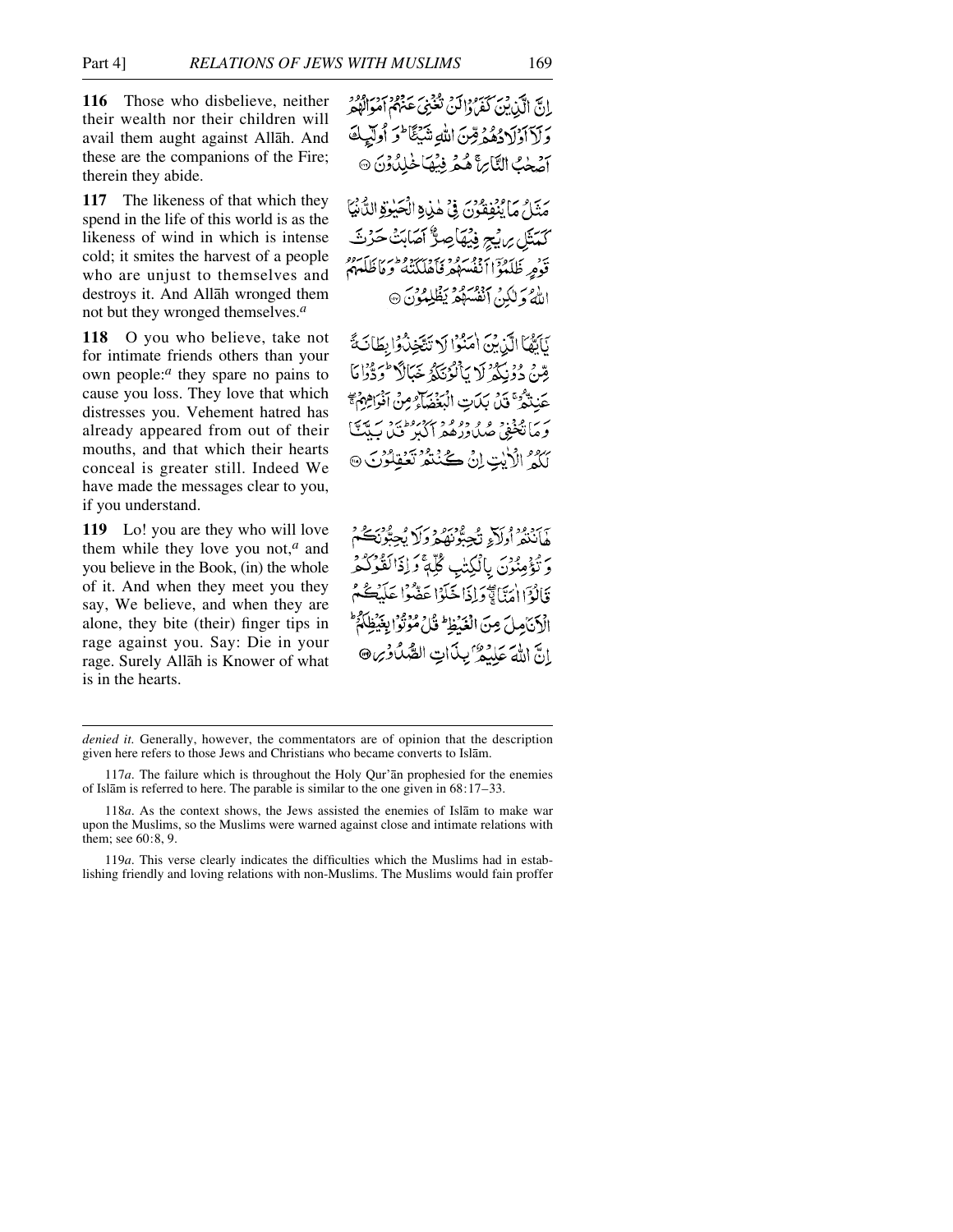**116** Those who disbelieve, neither their wealth nor their children will avail them aught against Allāh. And these are the companions of the Fire; therein they abide.

إِنَّ الَّذِينَ كَفَرُوا لَن تُغْنِيَ عَنْهُمْ أَمْوَالُهُمْ وَلَا أَوْلَادُهُم مِّنَ اللَّهِ شَيْئًا ۖ وَأُولَٰئِكَ أَصْحَابُ النَّارِ ۚ هُمْ فِيهَا خَالِدُونَ ﴿١١٦﴾

**117** The likeness of that which they spend in the life of this world is as the likeness of wind in which is intense cold; it smites the harvest of a people who are unjust to themselves and destroys it. And Allāh wronged them not but they wronged themselves.[a]

مَثَلُ مَا يُنفِقُونَ فِي هَٰذِهِ الْحَيَاةِ الدُّنْيَا كَمَثَلِ رِيحٍ فِيهَا صِرٌّ أَصَابَتْ حَرْثَ قَوْمٍ ظَلَمُوا أَنفُسَهُمْ فَأَهْلَكَتْهُ ۚ وَمَا ظَلَمَهُمُ اللَّهُ وَلَٰكِنْ أَنفُسَهُمْ يَظْلِمُونَ ﴿١١٧﴾

**118** O you who believe, take not for intimate friends others than your own people:[a] they spare no pains to cause you loss. They love that which distresses you. Vehement hatred has already appeared from out of their mouths, and that which their hearts conceal is greater still. Indeed We have made the messages clear to you, if you understand.

يَا أَيُّهَا الَّذِينَ آمَنُوا لَا تَتَّخِذُوا بِطَانَةً مِّن دُونِكُمْ لَا يَأْلُونَكُمْ خَبَالًا وَدُّوا مَا عَنِتُّمْ قَدْ بَدَتِ الْبَغْضَاءُ مِنْ أَفْوَاهِهِمْ وَمَا تُخْفِي صُدُورُهُمْ أَكْبَرُ ۚ قَدْ بَيَّنَّا لَكُمُ الْآيَاتِ ۖ إِن كُنتُمْ تَعْقِلُونَ ﴿١١٨﴾

**119** Lo! you are they who will love them while they love you not,[a] and you believe in the Book, (in) the whole of it. And when they meet you they say, We believe, and when they are alone, they bite (their) finger tips in rage against you. Say: Die in your rage. Surely Allāh is Knower of what is in the hearts.

هَا أَنتُمْ أُولَاءِ تُحِبُّونَهُمْ وَلَا يُحِبُّونَكُمْ وَتُؤْمِنُونَ بِالْكِتَابِ كُلِّهِ وَإِذَا لَقُوكُمْ قَالُوا آمَنَّا وَإِذَا خَلَوْا عَضُّوا عَلَيْكُمُ الْأَنَامِلَ مِنَ الْغَيْظِ ۚ قُلْ مُوتُوا بِغَيْظِكُمْ ۗ إِنَّ اللَّهَ عَلِيمٌ بِذَاتِ الصُّدُورِ ﴿١١٩﴾

---

*denied it.* Generally, however, the commentators are of opinion that the description given here refers to those Jews and Christians who became converts to Islām.

117*a*. The failure which is throughout the Holy Qur'ān prophesied for the enemies of Islām is referred to here. The parable is similar to the one given in 68:17–33.

118*a*. As the context shows, the Jews assisted the enemies of Islām to make war upon the Muslims, so the Muslims were warned against close and intimate relations with them; see 60:8, 9.

119*a*. This verse clearly indicates the difficulties which the Muslims had in establishing friendly and loving relations with non-Muslims. The Muslims would fain proffer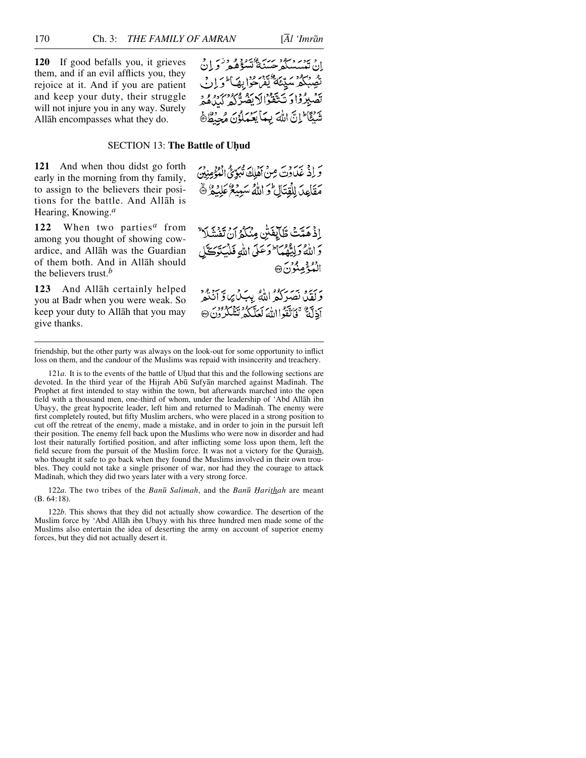**120** If good befalls you, it grieves them, and if an evil afflicts you, they rejoice at it. And if you are patient and keep your duty, their struggle will not injure you in any way. Surely Allāh encompasses what they do.

إِن تَمْسَسْكُمْ حَسَنَةٌ تَسُؤْهُمْ وَإِن تُصِبْكُمْ سَيِّئَةٌ يَفْرَحُوا بِهَا ۖ وَإِن تَصْبِرُوا وَتَتَّقُوا لَا يَضُرُّكُمْ كَيْدُهُمْ شَيْئًا ۗ إِنَّ اللَّهَ بِمَا يَعْمَلُونَ مُحِيطٌ ﴿١٢٠﴾

## SECTION 13: The Battle of Uḥud

**121** And when thou didst go forth early in the morning from thy family, to assign to the believers their positions for the battle. And Allāh is Hearing, Knowing.[a]

وَإِذْ غَدَوْتَ مِنْ أَهْلِكَ تُبَوِّئُ الْمُؤْمِنِينَ مَقَاعِدَ لِلْقِتَالِ ۗ وَاللَّهُ سَمِيعٌ عَلِيمٌ ﴿١٢١﴾

**122** When two parties[a] from among you thought of showing cowardice, and Allāh was the Guardian of them both. And in Allāh should the believers trust.[b]

إِذْ هَمَّت طَّائِفَتَانِ مِنكُمْ أَن تَفْشَلَا وَاللَّهُ وَلِيُّهُمَا ۗ وَعَلَى اللَّهِ فَلْيَتَوَكَّلِ الْمُؤْمِنُونَ ﴿١٢٢﴾

**123** And Allāh certainly helped you at Badr when you were weak. So keep your duty to Allāh that you may give thanks.

وَلَقَدْ نَصَرَكُمُ اللَّهُ بِبَدْرٍ وَأَنتُمْ أَذِلَّةٌ ۖ فَاتَّقُوا اللَّهَ لَعَلَّكُمْ تَشْكُرُونَ ﴿١٢٣﴾

---

friendship, but the other party was always on the look-out for some opportunity to inflict loss on them, and the candour of the Muslims was repaid with insincerity and treachery.

121*a*. It is to the events of the battle of Uḥud that this and the following sections are devoted. In the third year of the Hijrah Abū Sufyān marched against Madīnah. The Prophet at first intended to stay within the town, but afterwards marched into the open field with a thousand men, one-third of whom, under the leadership of 'Abd Allāh ibn Ubayy, the great hypocrite leader, left him and returned to Madīnah. The enemy were first completely routed, but fifty Muslim archers, who were placed in a strong position to cut off the retreat of the enemy, made a mistake, and in order to join in the pursuit left their position. The enemy fell back upon the Muslims who were now in disorder and had lost their naturally fortified position, and after inflicting some loss upon them, left the field secure from the pursuit of the Muslim force. It was not a victory for the Quraish, who thought it safe to go back when they found the Muslims involved in their own troubles. They could not take a single prisoner of war, nor had they the courage to attack Madīnah, which they did two years later with a very strong force.

122*a*. The two tribes of the *Banū Salimah*, and the *Banū Ḥarithah* are meant (B. 64:18).

122*b*. This shows that they did not actually show cowardice. The desertion of the Muslim force by 'Abd Allāh ibn Ubayy with his three hundred men made some of the Muslims also entertain the idea of deserting the army on account of superior enemy forces, but they did not actually desert it.